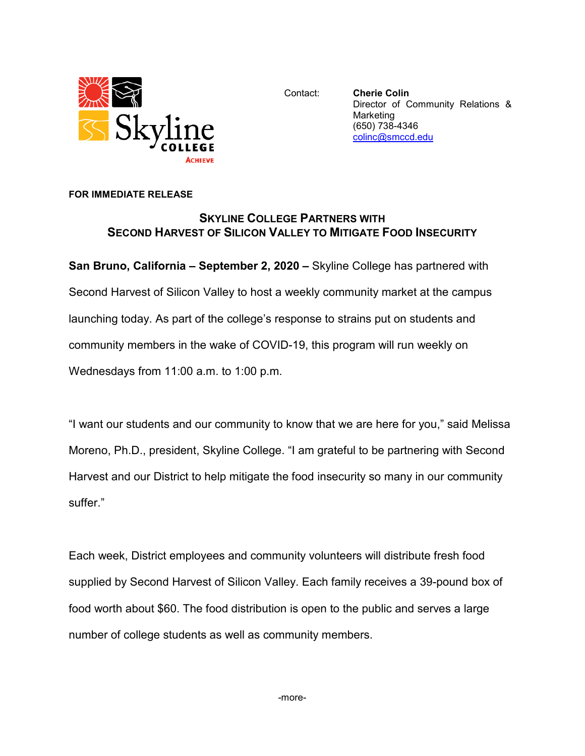Contact: **Cherie Colin**
Director of Community Relations & Marketing
(650) 738-4346
colinc@smccd.edu

**FOR IMMEDIATE RELEASE**

## SKYLINE COLLEGE PARTNERS WITH SECOND HARVEST OF SILICON VALLEY TO MITIGATE FOOD INSECURITY

**San Bruno, California – September 2, 2020 –** Skyline College has partnered with Second Harvest of Silicon Valley to host a weekly community market at the campus launching today. As part of the college's response to strains put on students and community members in the wake of COVID-19, this program will run weekly on Wednesdays from 11:00 a.m. to 1:00 p.m.

"I want our students and our community to know that we are here for you," said Melissa Moreno, Ph.D., president, Skyline College. "I am grateful to be partnering with Second Harvest and our District to help mitigate the food insecurity so many in our community suffer."

Each week, District employees and community volunteers will distribute fresh food supplied by Second Harvest of Silicon Valley. Each family receives a 39-pound box of food worth about $60. The food distribution is open to the public and serves a large number of college students as well as community members.

-more-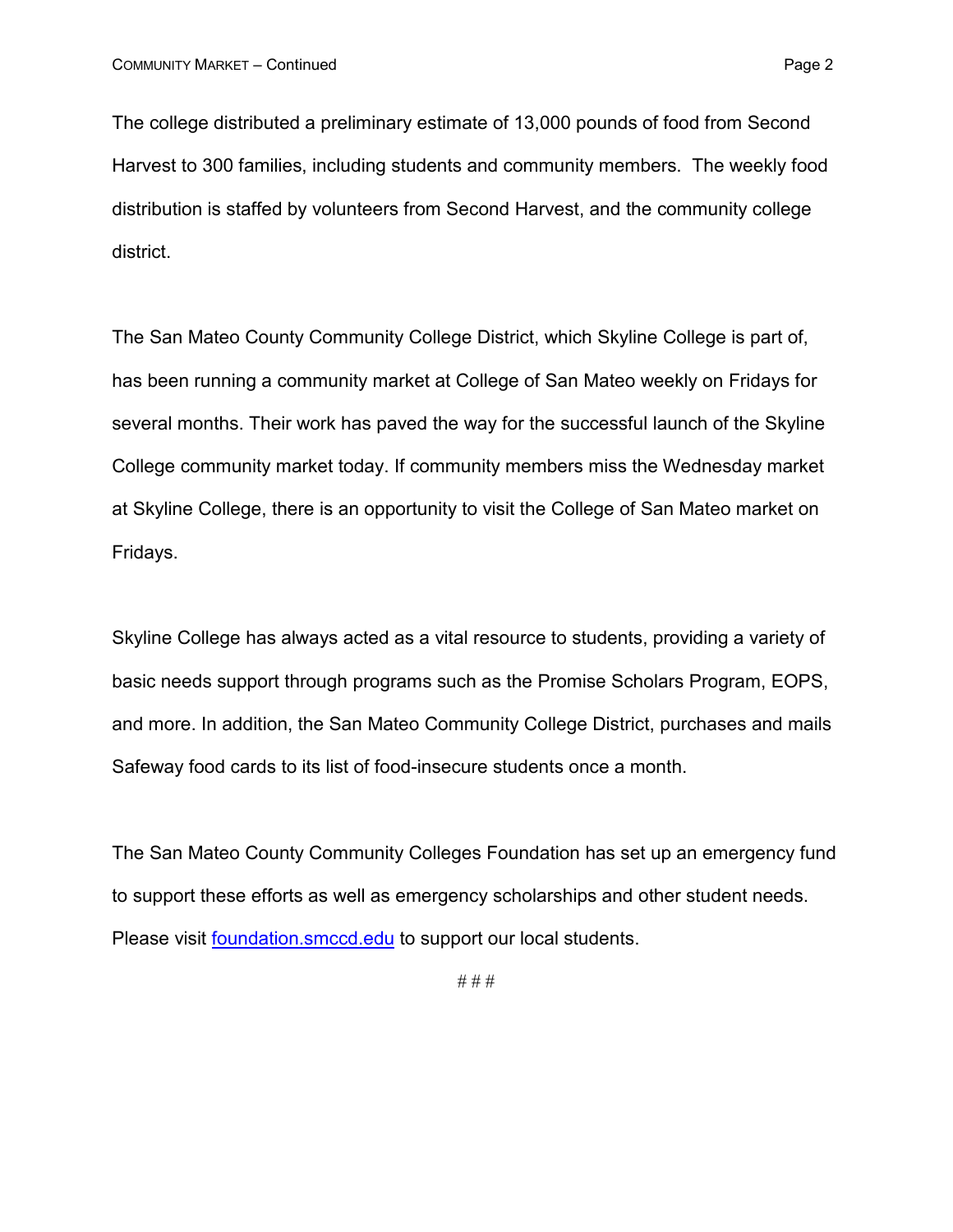The college distributed a preliminary estimate of 13,000 pounds of food from Second Harvest to 300 families, including students and community members. The weekly food distribution is staffed by volunteers from Second Harvest, and the community college district.

The San Mateo County Community College District, which Skyline College is part of, has been running a community market at College of San Mateo weekly on Fridays for several months. Their work has paved the way for the successful launch of the Skyline College community market today. If community members miss the Wednesday market at Skyline College, there is an opportunity to visit the College of San Mateo market on Fridays.

Skyline College has always acted as a vital resource to students, providing a variety of basic needs support through programs such as the Promise Scholars Program, EOPS, and more. In addition, the San Mateo Community College District, purchases and mails Safeway food cards to its list of food-insecure students once a month.

The San Mateo County Community Colleges Foundation has set up an emergency fund to support these efforts as well as emergency scholarships and other student needs. Please visit [foundation.smccd.edu](foundation.smccd.edu) to support our local students.

# # #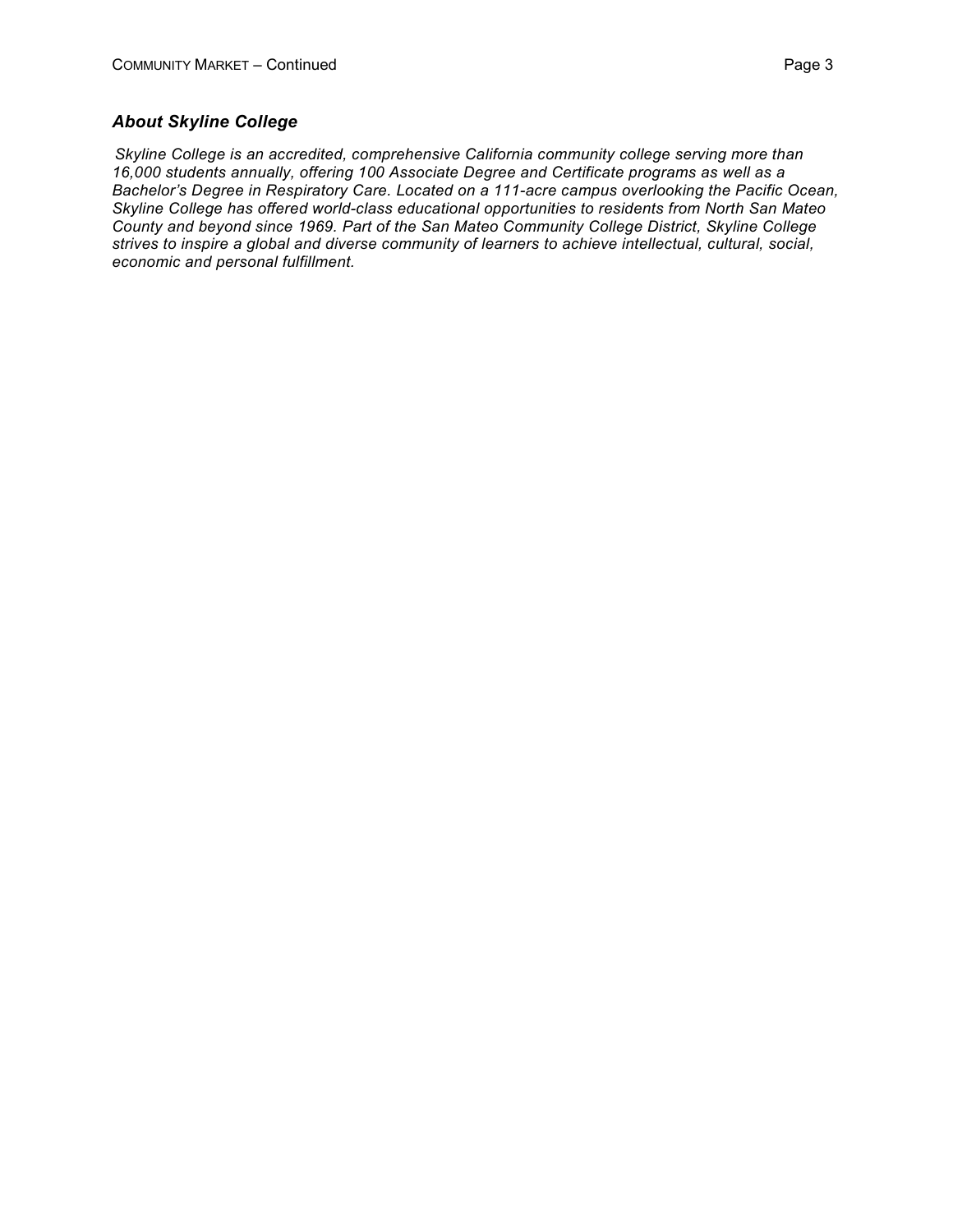## *About Skyline College*

*Skyline College is an accredited, comprehensive California community college serving more than 16,000 students annually, offering 100 Associate Degree and Certificate programs as well as a Bachelor's Degree in Respiratory Care. Located on a 111-acre campus overlooking the Pacific Ocean, Skyline College has offered world-class educational opportunities to residents from North San Mateo County and beyond since 1969. Part of the San Mateo Community College District, Skyline College strives to inspire a global and diverse community of learners to achieve intellectual, cultural, social, economic and personal fulfillment.*